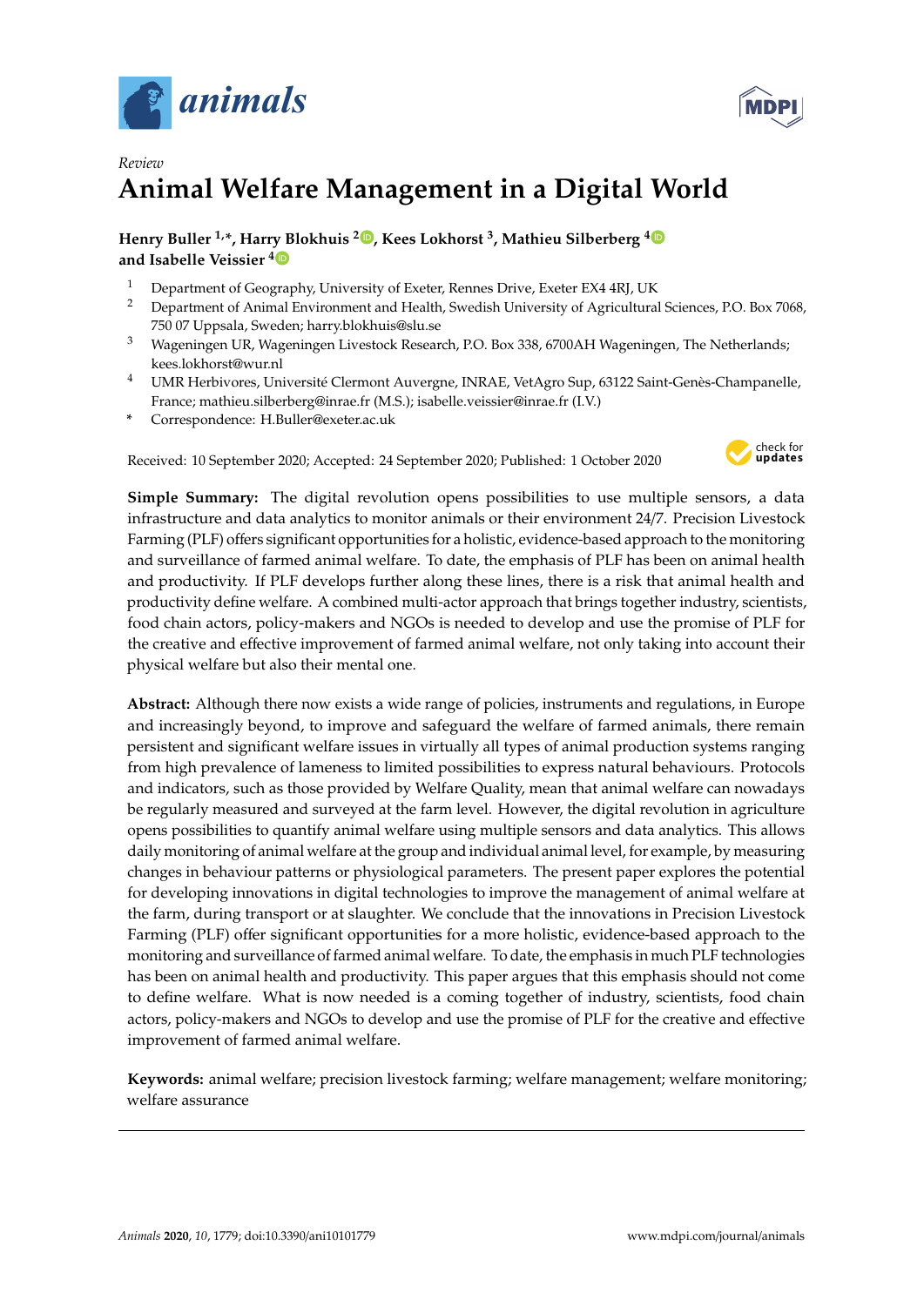*Review*

# Animal Welfare Management in a Digital World

**Henry Buller [1,*], Harry Blokhuis [2], Kees Lokhorst [3], Mathieu Silberberg [4] and Isabelle Veissier [4]**

1. Department of Geography, University of Exeter, Rennes Drive, Exeter EX4 4RJ, UK
2. Department of Animal Environment and Health, Swedish University of Agricultural Sciences, P.O. Box 7068, 750 07 Uppsala, Sweden; harry.blokhuis@slu.se
3. Wageningen UR, Wageningen Livestock Research, P.O. Box 338, 6700AH Wageningen, The Netherlands; kees.lokhorst@wur.nl
4. UMR Herbivores, Université Clermont Auvergne, INRAE, VetAgro Sup, 63122 Saint-Genès-Champanelle, France; mathieu.silberberg@inrae.fr (M.S.); isabelle.veissier@inrae.fr (I.V.)

\* Correspondence: H.Buller@exeter.ac.uk

Received: 10 September 2020; Accepted: 24 September 2020; Published: 1 October 2020

**Simple Summary:** The digital revolution opens possibilities to use multiple sensors, a data infrastructure and data analytics to monitor animals or their environment 24/7. Precision Livestock Farming (PLF) offers significant opportunities for a holistic, evidence-based approach to the monitoring and surveillance of farmed animal welfare. To date, the emphasis of PLF has been on animal health and productivity. If PLF develops further along these lines, there is a risk that animal health and productivity define welfare. A combined multi-actor approach that brings together industry, scientists, food chain actors, policy-makers and NGOs is needed to develop and use the promise of PLF for the creative and effective improvement of farmed animal welfare, not only taking into account their physical welfare but also their mental one.

**Abstract:** Although there now exists a wide range of policies, instruments and regulations, in Europe and increasingly beyond, to improve and safeguard the welfare of farmed animals, there remain persistent and significant welfare issues in virtually all types of animal production systems ranging from high prevalence of lameness to limited possibilities to express natural behaviours. Protocols and indicators, such as those provided by Welfare Quality, mean that animal welfare can nowadays be regularly measured and surveyed at the farm level. However, the digital revolution in agriculture opens possibilities to quantify animal welfare using multiple sensors and data analytics. This allows daily monitoring of animal welfare at the group and individual animal level, for example, by measuring changes in behaviour patterns or physiological parameters. The present paper explores the potential for developing innovations in digital technologies to improve the management of animal welfare at the farm, during transport or at slaughter. We conclude that the innovations in Precision Livestock Farming (PLF) offer significant opportunities for a more holistic, evidence-based approach to the monitoring and surveillance of farmed animal welfare. To date, the emphasis in much PLF technologies has been on animal health and productivity. This paper argues that this emphasis should not come to define welfare. What is now needed is a coming together of industry, scientists, food chain actors, policy-makers and NGOs to develop and use the promise of PLF for the creative and effective improvement of farmed animal welfare.

**Keywords:** animal welfare; precision livestock farming; welfare management; welfare monitoring; welfare assurance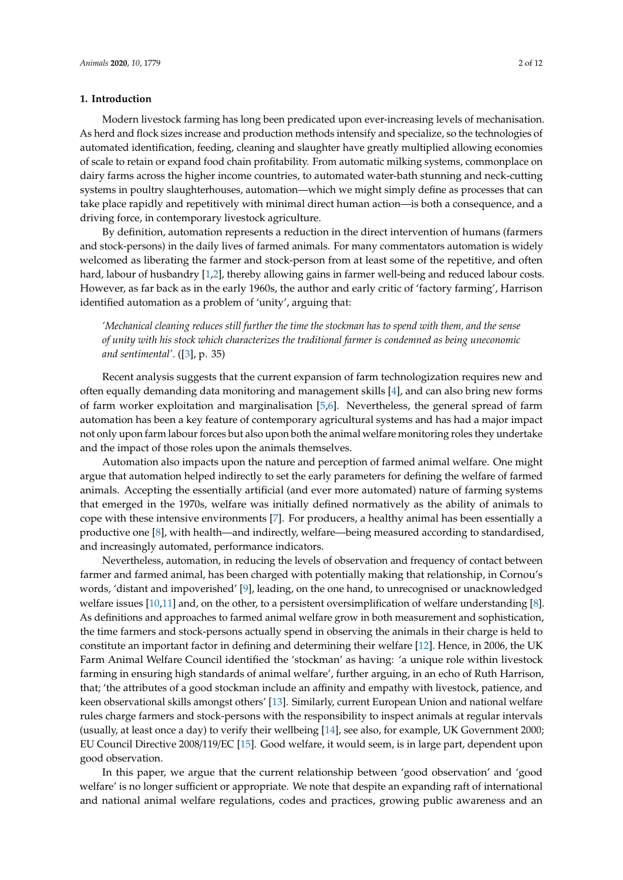## 1. Introduction

Modern livestock farming has long been predicated upon ever-increasing levels of mechanisation. As herd and flock sizes increase and production methods intensify and specialize, so the technologies of automated identification, feeding, cleaning and slaughter have greatly multiplied allowing economies of scale to retain or expand food chain profitability. From automatic milking systems, commonplace on dairy farms across the higher income countries, to automated water-bath stunning and neck-cutting systems in poultry slaughterhouses, automation—which we might simply define as processes that can take place rapidly and repetitively with minimal direct human action—is both a consequence, and a driving force, in contemporary livestock agriculture.

By definition, automation represents a reduction in the direct intervention of humans (farmers and stock-persons) in the daily lives of farmed animals. For many commentators automation is widely welcomed as liberating the farmer and stock-person from at least some of the repetitive, and often hard, labour of husbandry [1,2], thereby allowing gains in farmer well-being and reduced labour costs. However, as far back as in the early 1960s, the author and early critic of 'factory farming', Harrison identified automation as a problem of 'unity', arguing that:

> *'Mechanical cleaning reduces still further the time the stockman has to spend with them, and the sense of unity with his stock which characterizes the traditional farmer is condemned as being uneconomic and sentimental'.* ([3], p. 35)

Recent analysis suggests that the current expansion of farm technologization requires new and often equally demanding data monitoring and management skills [4], and can also bring new forms of farm worker exploitation and marginalisation [5,6]. Nevertheless, the general spread of farm automation has been a key feature of contemporary agricultural systems and has had a major impact not only upon farm labour forces but also upon both the animal welfare monitoring roles they undertake and the impact of those roles upon the animals themselves.

Automation also impacts upon the nature and perception of farmed animal welfare. One might argue that automation helped indirectly to set the early parameters for defining the welfare of farmed animals. Accepting the essentially artificial (and ever more automated) nature of farming systems that emerged in the 1970s, welfare was initially defined normatively as the ability of animals to cope with these intensive environments [7]. For producers, a healthy animal has been essentially a productive one [8], with health—and indirectly, welfare—being measured according to standardised, and increasingly automated, performance indicators.

Nevertheless, automation, in reducing the levels of observation and frequency of contact between farmer and farmed animal, has been charged with potentially making that relationship, in Cornou's words, 'distant and impoverished' [9], leading, on the one hand, to unrecognised or unacknowledged welfare issues [10,11] and, on the other, to a persistent oversimplification of welfare understanding [8]. As definitions and approaches to farmed animal welfare grow in both measurement and sophistication, the time farmers and stock-persons actually spend in observing the animals in their charge is held to constitute an important factor in defining and determining their welfare [12]. Hence, in 2006, the UK Farm Animal Welfare Council identified the 'stockman' as having: 'a unique role within livestock farming in ensuring high standards of animal welfare', further arguing, in an echo of Ruth Harrison, that; 'the attributes of a good stockman include an affinity and empathy with livestock, patience, and keen observational skills amongst others' [13]. Similarly, current European Union and national welfare rules charge farmers and stock-persons with the responsibility to inspect animals at regular intervals (usually, at least once a day) to verify their wellbeing [14], see also, for example, UK Government 2000; EU Council Directive 2008/119/EC [15]. Good welfare, it would seem, is in large part, dependent upon good observation.

In this paper, we argue that the current relationship between 'good observation' and 'good welfare' is no longer sufficient or appropriate. We note that despite an expanding raft of international and national animal welfare regulations, codes and practices, growing public awareness and an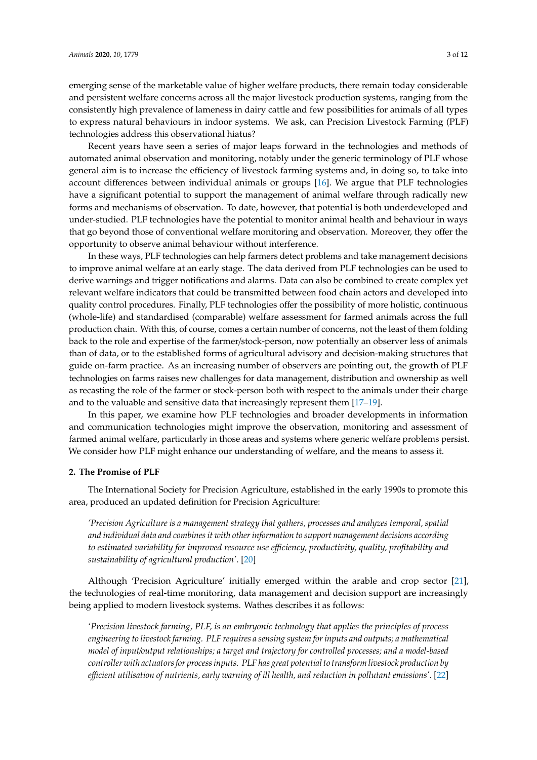emerging sense of the marketable value of higher welfare products, there remain today considerable and persistent welfare concerns across all the major livestock production systems, ranging from the consistently high prevalence of lameness in dairy cattle and few possibilities for animals of all types to express natural behaviours in indoor systems. We ask, can Precision Livestock Farming (PLF) technologies address this observational hiatus?

Recent years have seen a series of major leaps forward in the technologies and methods of automated animal observation and monitoring, notably under the generic terminology of PLF whose general aim is to increase the efficiency of livestock farming systems and, in doing so, to take into account differences between individual animals or groups [16]. We argue that PLF technologies have a significant potential to support the management of animal welfare through radically new forms and mechanisms of observation. To date, however, that potential is both underdeveloped and under-studied. PLF technologies have the potential to monitor animal health and behaviour in ways that go beyond those of conventional welfare monitoring and observation. Moreover, they offer the opportunity to observe animal behaviour without interference.

In these ways, PLF technologies can help farmers detect problems and take management decisions to improve animal welfare at an early stage. The data derived from PLF technologies can be used to derive warnings and trigger notifications and alarms. Data can also be combined to create complex yet relevant welfare indicators that could be transmitted between food chain actors and developed into quality control procedures. Finally, PLF technologies offer the possibility of more holistic, continuous (whole-life) and standardised (comparable) welfare assessment for farmed animals across the full production chain. With this, of course, comes a certain number of concerns, not the least of them folding back to the role and expertise of the farmer/stock-person, now potentially an observer less of animals than of data, or to the established forms of agricultural advisory and decision-making structures that guide on-farm practice. As an increasing number of observers are pointing out, the growth of PLF technologies on farms raises new challenges for data management, distribution and ownership as well as recasting the role of the farmer or stock-person both with respect to the animals under their charge and to the valuable and sensitive data that increasingly represent them [17–19].

In this paper, we examine how PLF technologies and broader developments in information and communication technologies might improve the observation, monitoring and assessment of farmed animal welfare, particularly in those areas and systems where generic welfare problems persist. We consider how PLF might enhance our understanding of welfare, and the means to assess it.

## 2. The Promise of PLF

The International Society for Precision Agriculture, established in the early 1990s to promote this area, produced an updated definition for Precision Agriculture:

> *'Precision Agriculture is a management strategy that gathers, processes and analyzes temporal, spatial and individual data and combines it with other information to support management decisions according to estimated variability for improved resource use efficiency, productivity, quality, profitability and sustainability of agricultural production'*. [20]

Although 'Precision Agriculture' initially emerged within the arable and crop sector [21], the technologies of real-time monitoring, data management and decision support are increasingly being applied to modern livestock systems. Wathes describes it as follows:

> *'Precision livestock farming, PLF, is an embryonic technology that applies the principles of process engineering to livestock farming. PLF requires a sensing system for inputs and outputs; a mathematical model of input/output relationships; a target and trajectory for controlled processes; and a model-based controller with actuators for process inputs. PLF has great potential to transform livestock production by efficient utilisation of nutrients, early warning of ill health, and reduction in pollutant emissions'*. [22]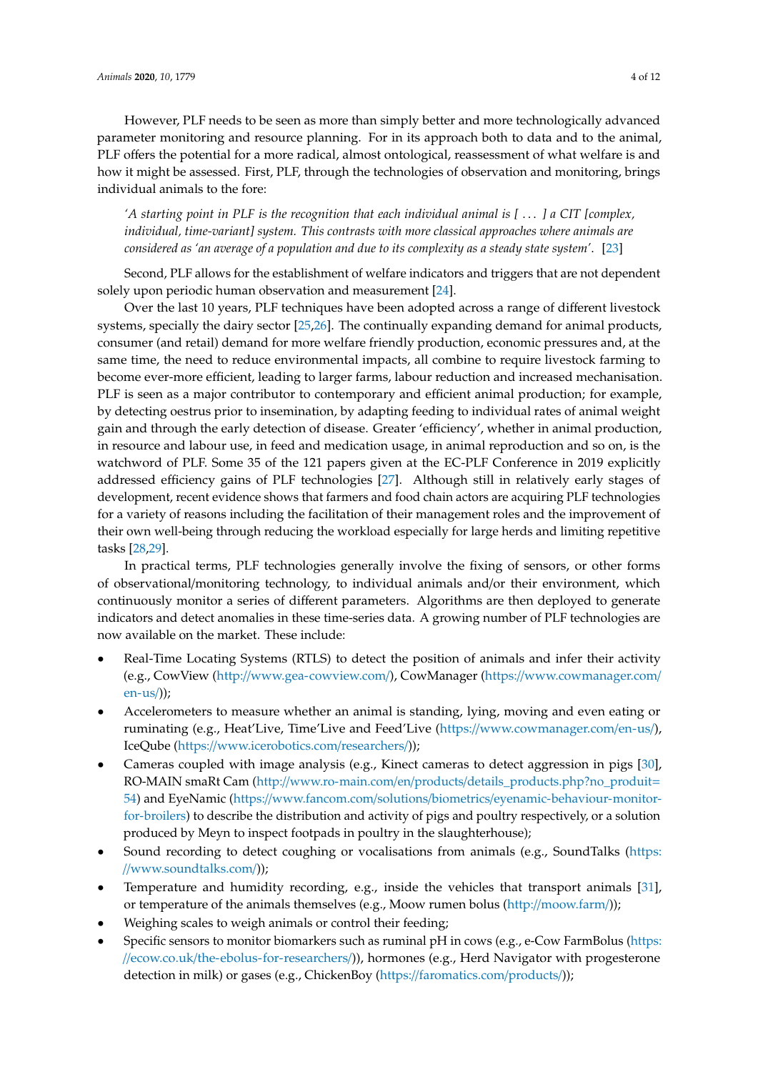However, PLF needs to be seen as more than simply better and more technologically advanced parameter monitoring and resource planning. For in its approach both to data and to the animal, PLF offers the potential for a more radical, almost ontological, reassessment of what welfare is and how it might be assessed. First, PLF, through the technologies of observation and monitoring, brings individual animals to the fore:

> *'A starting point in PLF is the recognition that each individual animal is [ ... ] a CIT [complex, individual, time-variant] system. This contrasts with more classical approaches where animals are considered as 'an average of a population and due to its complexity as a steady state system'.* [23]

Second, PLF allows for the establishment of welfare indicators and triggers that are not dependent solely upon periodic human observation and measurement [24].

Over the last 10 years, PLF techniques have been adopted across a range of different livestock systems, specially the dairy sector [25,26]. The continually expanding demand for animal products, consumer (and retail) demand for more welfare friendly production, economic pressures and, at the same time, the need to reduce environmental impacts, all combine to require livestock farming to become ever-more efficient, leading to larger farms, labour reduction and increased mechanisation. PLF is seen as a major contributor to contemporary and efficient animal production; for example, by detecting oestrus prior to insemination, by adapting feeding to individual rates of animal weight gain and through the early detection of disease. Greater 'efficiency', whether in animal production, in resource and labour use, in feed and medication usage, in animal reproduction and so on, is the watchword of PLF. Some 35 of the 121 papers given at the EC-PLF Conference in 2019 explicitly addressed efficiency gains of PLF technologies [27]. Although still in relatively early stages of development, recent evidence shows that farmers and food chain actors are acquiring PLF technologies for a variety of reasons including the facilitation of their management roles and the improvement of their own well-being through reducing the workload especially for large herds and limiting repetitive tasks [28,29].

In practical terms, PLF technologies generally involve the fixing of sensors, or other forms of observational/monitoring technology, to individual animals and/or their environment, which continuously monitor a series of different parameters. Algorithms are then deployed to generate indicators and detect anomalies in these time-series data. A growing number of PLF technologies are now available on the market. These include:

- Real-Time Locating Systems (RTLS) to detect the position of animals and infer their activity (e.g., CowView (http://www.gea-cowview.com/), CowManager (https://www.cowmanager.com/en-us/));
- Accelerometers to measure whether an animal is standing, lying, moving and even eating or ruminating (e.g., Heat'Live, Time'Live and Feed'Live (https://www.cowmanager.com/en-us/), IceQube (https://www.icerobotics.com/researchers/));
- Cameras coupled with image analysis (e.g., Kinect cameras to detect aggression in pigs [30], RO-MAIN smaRt Cam (http://www.ro-main.com/en/products/details_products.php?no_produit=54) and EyeNamic (https://www.fancom.com/solutions/biometrics/eyenamic-behaviour-monitor-for-broilers) to describe the distribution and activity of pigs and poultry respectively, or a solution produced by Meyn to inspect footpads in poultry in the slaughterhouse);
- Sound recording to detect coughing or vocalisations from animals (e.g., SoundTalks (https://www.soundtalks.com/));
- Temperature and humidity recording, e.g., inside the vehicles that transport animals [31], or temperature of the animals themselves (e.g., Moow rumen bolus (http://moow.farm/));
- Weighing scales to weigh animals or control their feeding;
- Specific sensors to monitor biomarkers such as ruminal pH in cows (e.g., e-Cow FarmBolus (https://ecow.co.uk/the-ebolus-for-researchers/)), hormones (e.g., Herd Navigator with progesterone detection in milk) or gases (e.g., ChickenBoy (https://faromatics.com/products/));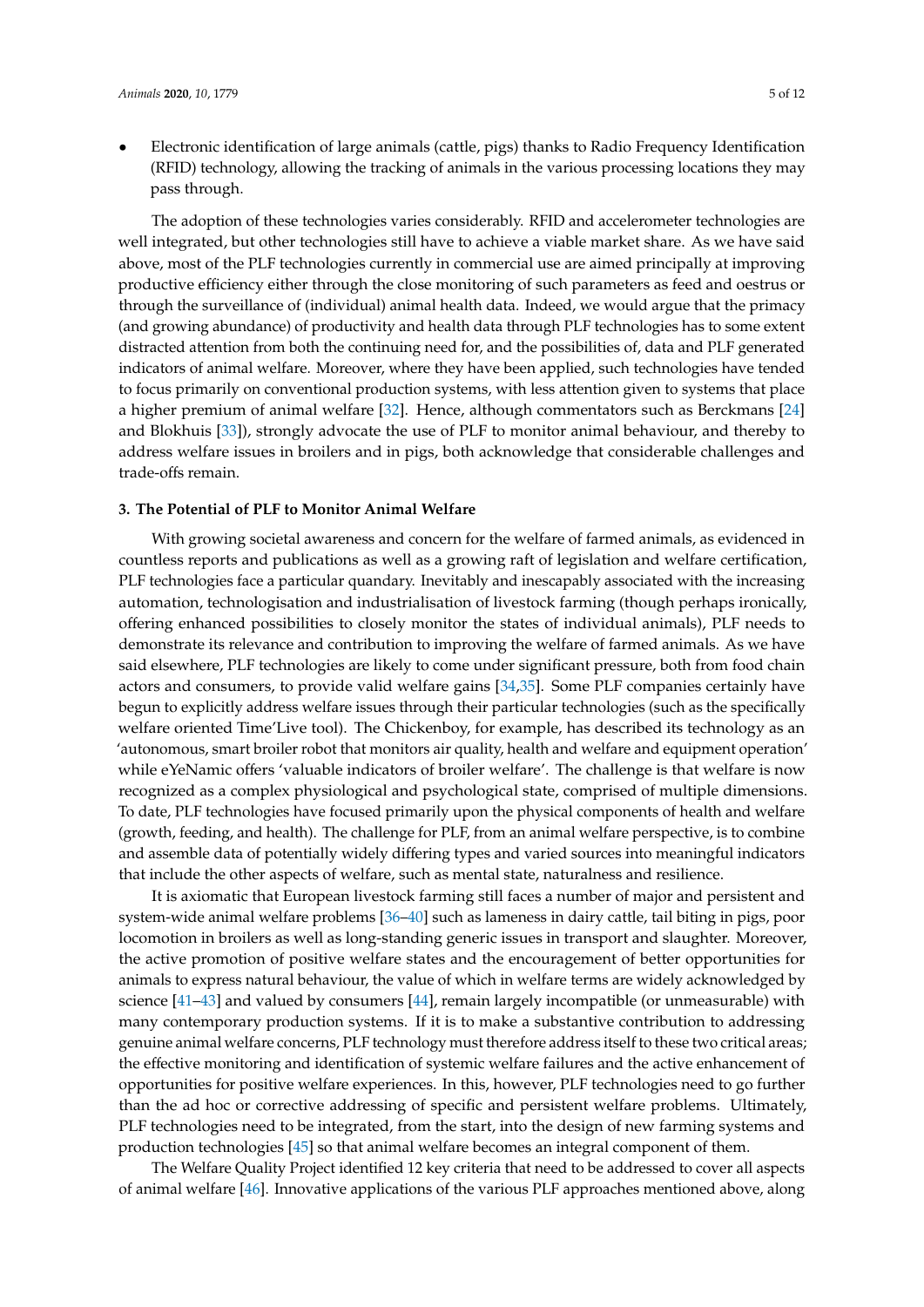- Electronic identification of large animals (cattle, pigs) thanks to Radio Frequency Identification (RFID) technology, allowing the tracking of animals in the various processing locations they may pass through.

The adoption of these technologies varies considerably. RFID and accelerometer technologies are well integrated, but other technologies still have to achieve a viable market share. As we have said above, most of the PLF technologies currently in commercial use are aimed principally at improving productive efficiency either through the close monitoring of such parameters as feed and oestrus or through the surveillance of (individual) animal health data. Indeed, we would argue that the primacy (and growing abundance) of productivity and health data through PLF technologies has to some extent distracted attention from both the continuing need for, and the possibilities of, data and PLF generated indicators of animal welfare. Moreover, where they have been applied, such technologies have tended to focus primarily on conventional production systems, with less attention given to systems that place a higher premium of animal welfare [32]. Hence, although commentators such as Berckmans [24] and Blokhuis [33]), strongly advocate the use of PLF to monitor animal behaviour, and thereby to address welfare issues in broilers and in pigs, both acknowledge that considerable challenges and trade-offs remain.

### 3. The Potential of PLF to Monitor Animal Welfare

With growing societal awareness and concern for the welfare of farmed animals, as evidenced in countless reports and publications as well as a growing raft of legislation and welfare certification, PLF technologies face a particular quandary. Inevitably and inescapably associated with the increasing automation, technologisation and industrialisation of livestock farming (though perhaps ironically, offering enhanced possibilities to closely monitor the states of individual animals), PLF needs to demonstrate its relevance and contribution to improving the welfare of farmed animals. As we have said elsewhere, PLF technologies are likely to come under significant pressure, both from food chain actors and consumers, to provide valid welfare gains [34,35]. Some PLF companies certainly have begun to explicitly address welfare issues through their particular technologies (such as the specifically welfare oriented Time'Live tool). The Chickenboy, for example, has described its technology as an 'autonomous, smart broiler robot that monitors air quality, health and welfare and equipment operation' while eYeNamic offers 'valuable indicators of broiler welfare'. The challenge is that welfare is now recognized as a complex physiological and psychological state, comprised of multiple dimensions. To date, PLF technologies have focused primarily upon the physical components of health and welfare (growth, feeding, and health). The challenge for PLF, from an animal welfare perspective, is to combine and assemble data of potentially widely differing types and varied sources into meaningful indicators that include the other aspects of welfare, such as mental state, naturalness and resilience.

It is axiomatic that European livestock farming still faces a number of major and persistent and system-wide animal welfare problems [36–40] such as lameness in dairy cattle, tail biting in pigs, poor locomotion in broilers as well as long-standing generic issues in transport and slaughter. Moreover, the active promotion of positive welfare states and the encouragement of better opportunities for animals to express natural behaviour, the value of which in welfare terms are widely acknowledged by science [41–43] and valued by consumers [44], remain largely incompatible (or unmeasurable) with many contemporary production systems. If it is to make a substantive contribution to addressing genuine animal welfare concerns, PLF technology must therefore address itself to these two critical areas; the effective monitoring and identification of systemic welfare failures and the active enhancement of opportunities for positive welfare experiences. In this, however, PLF technologies need to go further than the ad hoc or corrective addressing of specific and persistent welfare problems. Ultimately, PLF technologies need to be integrated, from the start, into the design of new farming systems and production technologies [45] so that animal welfare becomes an integral component of them.

The Welfare Quality Project identified 12 key criteria that need to be addressed to cover all aspects of animal welfare [46]. Innovative applications of the various PLF approaches mentioned above, along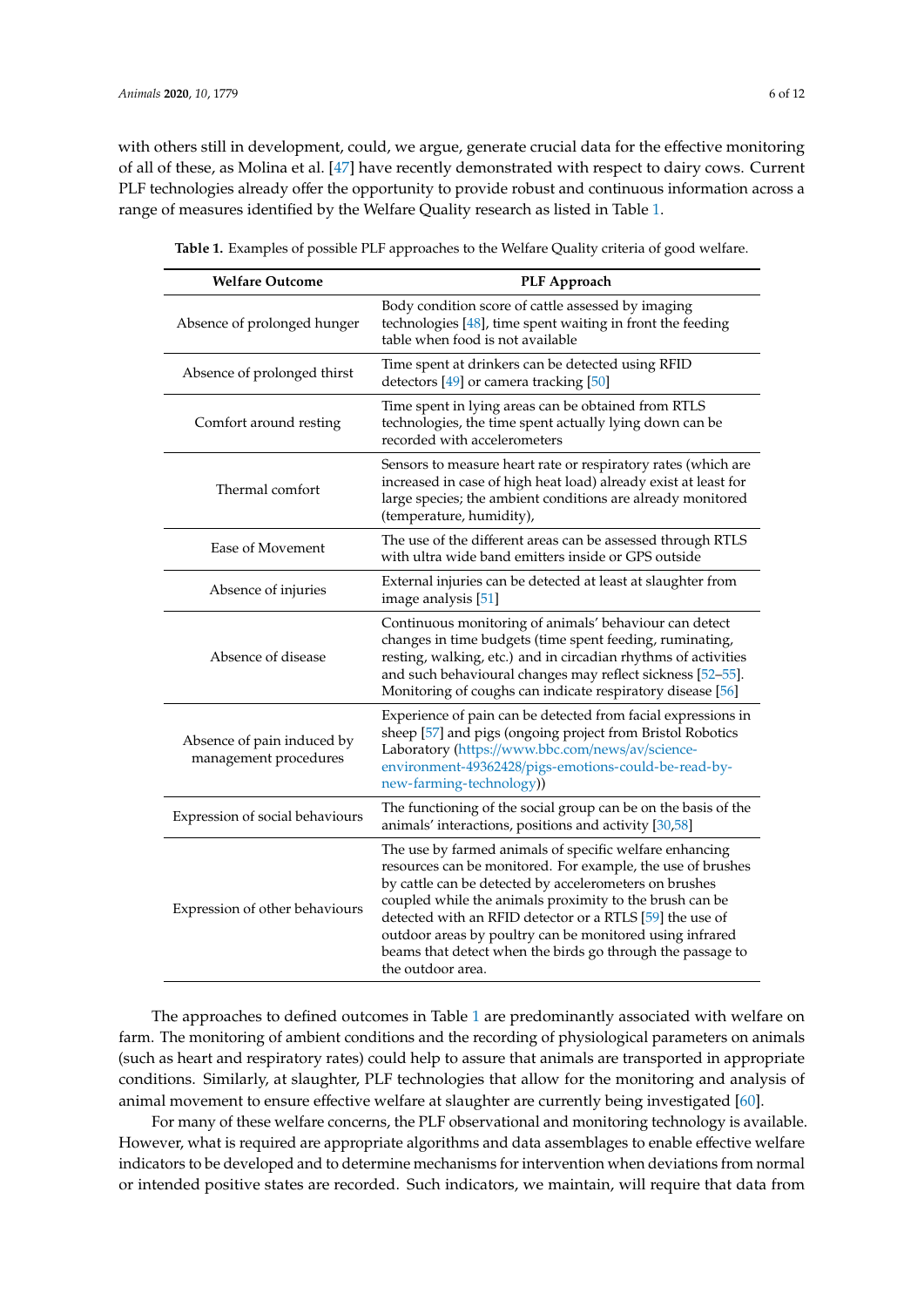with others still in development, could, we argue, generate crucial data for the effective monitoring of all of these, as Molina et al. [47] have recently demonstrated with respect to dairy cows. Current PLF technologies already offer the opportunity to provide robust and continuous information across a range of measures identified by the Welfare Quality research as listed in Table 1.

**Table 1.** Examples of possible PLF approaches to the Welfare Quality criteria of good welfare.

| Welfare Outcome | PLF Approach |
|---|---|
| Absence of prolonged hunger | Body condition score of cattle assessed by imaging technologies [48], time spent waiting in front the feeding table when food is not available |
| Absence of prolonged thirst | Time spent at drinkers can be detected using RFID detectors [49] or camera tracking [50] |
| Comfort around resting | Time spent in lying areas can be obtained from RTLS technologies, the time spent actually lying down can be recorded with accelerometers |
| Thermal comfort | Sensors to measure heart rate or respiratory rates (which are increased in case of high heat load) already exist at least for large species; the ambient conditions are already monitored (temperature, humidity), |
| Ease of Movement | The use of the different areas can be assessed through RTLS with ultra wide band emitters inside or GPS outside |
| Absence of injuries | External injuries can be detected at least at slaughter from image analysis [51] |
| Absence of disease | Continuous monitoring of animals' behaviour can detect changes in time budgets (time spent feeding, ruminating, resting, walking, etc.) and in circadian rhythms of activities and such behavioural changes may reflect sickness [52–55]. Monitoring of coughs can indicate respiratory disease [56] |
| Absence of pain induced by management procedures | Experience of pain can be detected from facial expressions in sheep [57] and pigs (ongoing project from Bristol Robotics Laboratory (https://www.bbc.com/news/av/science-environment-49362428/pigs-emotions-could-be-read-by-new-farming-technology)) |
| Expression of social behaviours | The functioning of the social group can be on the basis of the animals' interactions, positions and activity [30,58] |
| Expression of other behaviours | The use by farmed animals of specific welfare enhancing resources can be monitored. For example, the use of brushes by cattle can be detected by accelerometers on brushes coupled while the animals proximity to the brush can be detected with an RFID detector or a RTLS [59] the use of outdoor areas by poultry can be monitored using infrared beams that detect when the birds go through the passage to the outdoor area. |

The approaches to defined outcomes in Table 1 are predominantly associated with welfare on farm. The monitoring of ambient conditions and the recording of physiological parameters on animals (such as heart and respiratory rates) could help to assure that animals are transported in appropriate conditions. Similarly, at slaughter, PLF technologies that allow for the monitoring and analysis of animal movement to ensure effective welfare at slaughter are currently being investigated [60].

For many of these welfare concerns, the PLF observational and monitoring technology is available. However, what is required are appropriate algorithms and data assemblages to enable effective welfare indicators to be developed and to determine mechanisms for intervention when deviations from normal or intended positive states are recorded. Such indicators, we maintain, will require that data from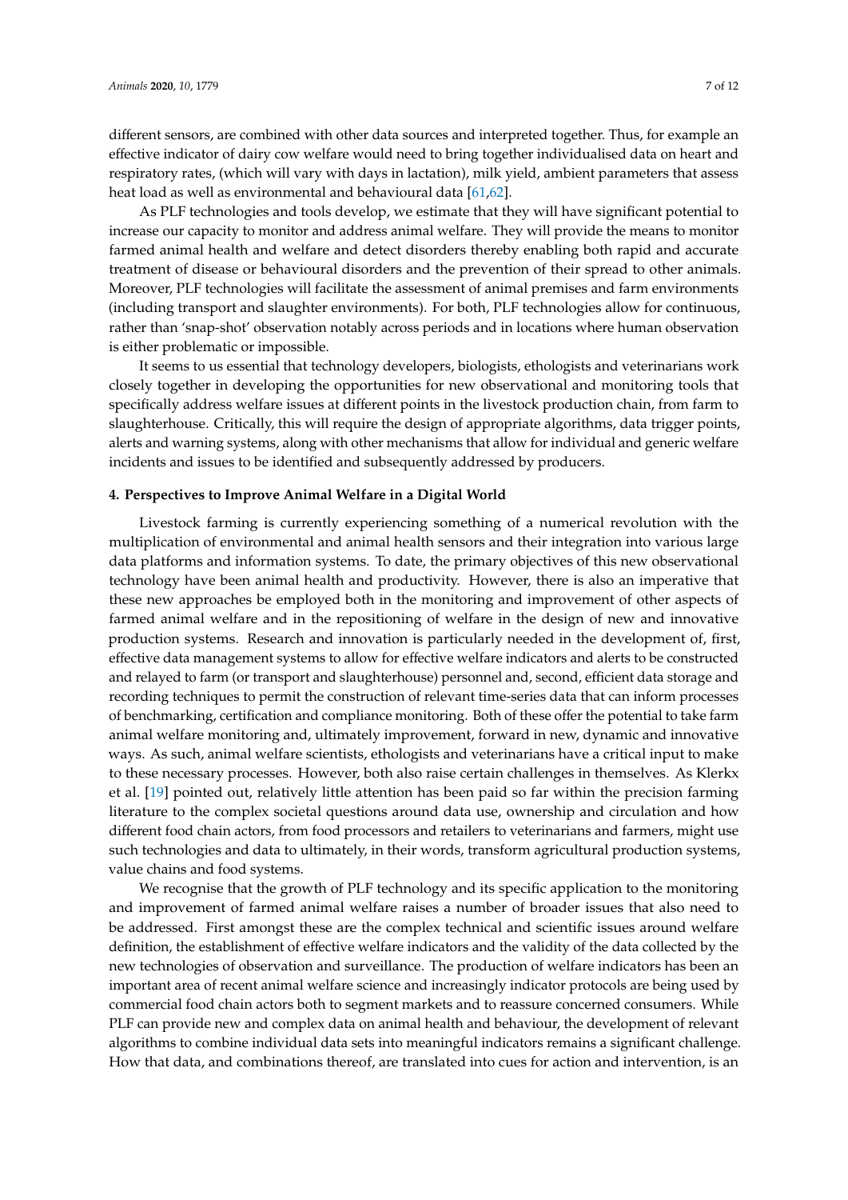different sensors, are combined with other data sources and interpreted together. Thus, for example an effective indicator of dairy cow welfare would need to bring together individualised data on heart and respiratory rates, (which will vary with days in lactation), milk yield, ambient parameters that assess heat load as well as environmental and behavioural data [61,62].

As PLF technologies and tools develop, we estimate that they will have significant potential to increase our capacity to monitor and address animal welfare. They will provide the means to monitor farmed animal health and welfare and detect disorders thereby enabling both rapid and accurate treatment of disease or behavioural disorders and the prevention of their spread to other animals. Moreover, PLF technologies will facilitate the assessment of animal premises and farm environments (including transport and slaughter environments). For both, PLF technologies allow for continuous, rather than 'snap-shot' observation notably across periods and in locations where human observation is either problematic or impossible.

It seems to us essential that technology developers, biologists, ethologists and veterinarians work closely together in developing the opportunities for new observational and monitoring tools that specifically address welfare issues at different points in the livestock production chain, from farm to slaughterhouse. Critically, this will require the design of appropriate algorithms, data trigger points, alerts and warning systems, along with other mechanisms that allow for individual and generic welfare incidents and issues to be identified and subsequently addressed by producers.

## 4. Perspectives to Improve Animal Welfare in a Digital World

Livestock farming is currently experiencing something of a numerical revolution with the multiplication of environmental and animal health sensors and their integration into various large data platforms and information systems. To date, the primary objectives of this new observational technology have been animal health and productivity. However, there is also an imperative that these new approaches be employed both in the monitoring and improvement of other aspects of farmed animal welfare and in the repositioning of welfare in the design of new and innovative production systems. Research and innovation is particularly needed in the development of, first, effective data management systems to allow for effective welfare indicators and alerts to be constructed and relayed to farm (or transport and slaughterhouse) personnel and, second, efficient data storage and recording techniques to permit the construction of relevant time-series data that can inform processes of benchmarking, certification and compliance monitoring. Both of these offer the potential to take farm animal welfare monitoring and, ultimately improvement, forward in new, dynamic and innovative ways. As such, animal welfare scientists, ethologists and veterinarians have a critical input to make to these necessary processes. However, both also raise certain challenges in themselves. As Klerkx et al. [19] pointed out, relatively little attention has been paid so far within the precision farming literature to the complex societal questions around data use, ownership and circulation and how different food chain actors, from food processors and retailers to veterinarians and farmers, might use such technologies and data to ultimately, in their words, transform agricultural production systems, value chains and food systems.

We recognise that the growth of PLF technology and its specific application to the monitoring and improvement of farmed animal welfare raises a number of broader issues that also need to be addressed. First amongst these are the complex technical and scientific issues around welfare definition, the establishment of effective welfare indicators and the validity of the data collected by the new technologies of observation and surveillance. The production of welfare indicators has been an important area of recent animal welfare science and increasingly indicator protocols are being used by commercial food chain actors both to segment markets and to reassure concerned consumers. While PLF can provide new and complex data on animal health and behaviour, the development of relevant algorithms to combine individual data sets into meaningful indicators remains a significant challenge. How that data, and combinations thereof, are translated into cues for action and intervention, is an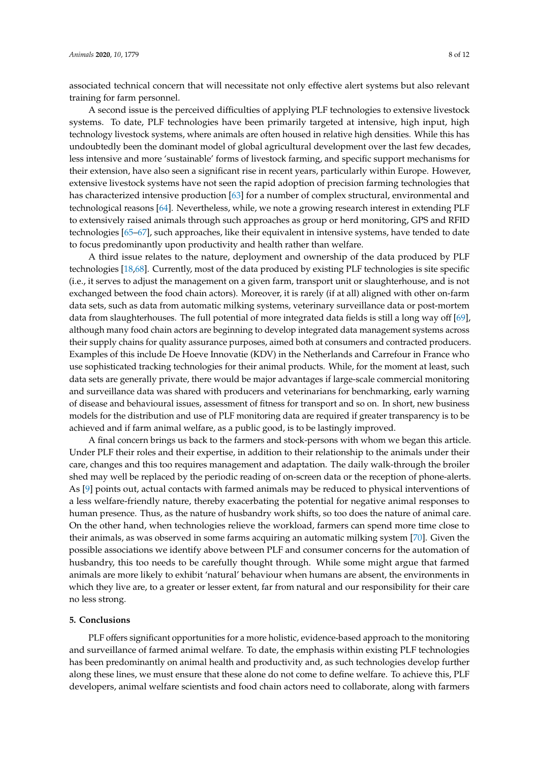associated technical concern that will necessitate not only effective alert systems but also relevant training for farm personnel.

A second issue is the perceived difficulties of applying PLF technologies to extensive livestock systems. To date, PLF technologies have been primarily targeted at intensive, high input, high technology livestock systems, where animals are often housed in relative high densities. While this has undoubtedly been the dominant model of global agricultural development over the last few decades, less intensive and more 'sustainable' forms of livestock farming, and specific support mechanisms for their extension, have also seen a significant rise in recent years, particularly within Europe. However, extensive livestock systems have not seen the rapid adoption of precision farming technologies that has characterized intensive production [63] for a number of complex structural, environmental and technological reasons [64]. Nevertheless, while, we note a growing research interest in extending PLF to extensively raised animals through such approaches as group or herd monitoring, GPS and RFID technologies [65–67], such approaches, like their equivalent in intensive systems, have tended to date to focus predominantly upon productivity and health rather than welfare.

A third issue relates to the nature, deployment and ownership of the data produced by PLF technologies [18,68]. Currently, most of the data produced by existing PLF technologies is site specific (i.e., it serves to adjust the management on a given farm, transport unit or slaughterhouse, and is not exchanged between the food chain actors). Moreover, it is rarely (if at all) aligned with other on-farm data sets, such as data from automatic milking systems, veterinary surveillance data or post-mortem data from slaughterhouses. The full potential of more integrated data fields is still a long way off [69], although many food chain actors are beginning to develop integrated data management systems across their supply chains for quality assurance purposes, aimed both at consumers and contracted producers. Examples of this include De Hoeve Innovatie (KDV) in the Netherlands and Carrefour in France who use sophisticated tracking technologies for their animal products. While, for the moment at least, such data sets are generally private, there would be major advantages if large-scale commercial monitoring and surveillance data was shared with producers and veterinarians for benchmarking, early warning of disease and behavioural issues, assessment of fitness for transport and so on. In short, new business models for the distribution and use of PLF monitoring data are required if greater transparency is to be achieved and if farm animal welfare, as a public good, is to be lastingly improved.

A final concern brings us back to the farmers and stock-persons with whom we began this article. Under PLF their roles and their expertise, in addition to their relationship to the animals under their care, changes and this too requires management and adaptation. The daily walk-through the broiler shed may well be replaced by the periodic reading of on-screen data or the reception of phone-alerts. As [9] points out, actual contacts with farmed animals may be reduced to physical interventions of a less welfare-friendly nature, thereby exacerbating the potential for negative animal responses to human presence. Thus, as the nature of husbandry work shifts, so too does the nature of animal care. On the other hand, when technologies relieve the workload, farmers can spend more time close to their animals, as was observed in some farms acquiring an automatic milking system [70]. Given the possible associations we identify above between PLF and consumer concerns for the automation of husbandry, this too needs to be carefully thought through. While some might argue that farmed animals are more likely to exhibit 'natural' behaviour when humans are absent, the environments in which they live are, to a greater or lesser extent, far from natural and our responsibility for their care no less strong.

## 5. Conclusions

PLF offers significant opportunities for a more holistic, evidence-based approach to the monitoring and surveillance of farmed animal welfare. To date, the emphasis within existing PLF technologies has been predominantly on animal health and productivity and, as such technologies develop further along these lines, we must ensure that these alone do not come to define welfare. To achieve this, PLF developers, animal welfare scientists and food chain actors need to collaborate, along with farmers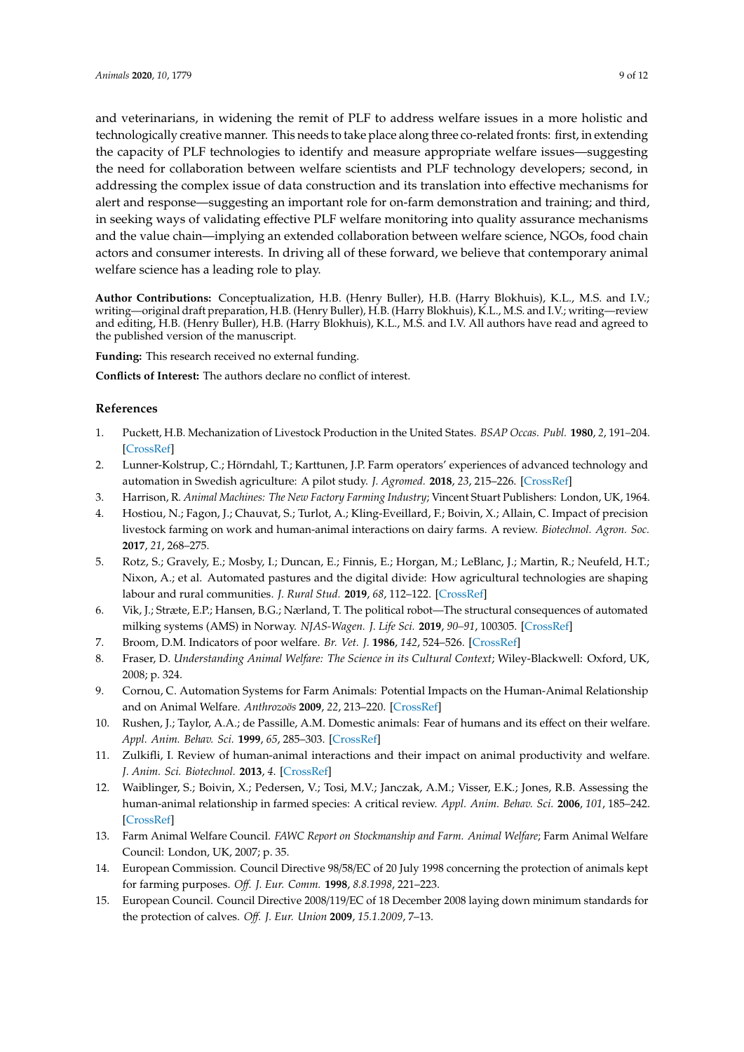and veterinarians, in widening the remit of PLF to address welfare issues in a more holistic and technologically creative manner. This needs to take place along three co-related fronts: first, in extending the capacity of PLF technologies to identify and measure appropriate welfare issues—suggesting the need for collaboration between welfare scientists and PLF technology developers; second, in addressing the complex issue of data construction and its translation into effective mechanisms for alert and response—suggesting an important role for on-farm demonstration and training; and third, in seeking ways of validating effective PLF welfare monitoring into quality assurance mechanisms and the value chain—implying an extended collaboration between welfare science, NGOs, food chain actors and consumer interests. In driving all of these forward, we believe that contemporary animal welfare science has a leading role to play.

**Author Contributions:** Conceptualization, H.B. (Henry Buller), H.B. (Harry Blokhuis), K.L., M.S. and I.V.; writing—original draft preparation, H.B. (Henry Buller), H.B. (Harry Blokhuis), K.L., M.S. and I.V.; writing—review and editing, H.B. (Henry Buller), H.B. (Harry Blokhuis), K.L., M.S. and I.V. All authors have read and agreed to the published version of the manuscript.

**Funding:** This research received no external funding.

**Conflicts of Interest:** The authors declare no conflict of interest.

## References

1. Puckett, H.B. Mechanization of Livestock Production in the United States. *BSAP Occas. Publ.* **1980**, *2*, 191–204. [CrossRef]
2. Lunner-Kolstrup, C.; Hörndahl, T.; Karttunen, J.P. Farm operators' experiences of advanced technology and automation in Swedish agriculture: A pilot study. *J. Agromed.* **2018**, *23*, 215–226. [CrossRef]
3. Harrison, R. *Animal Machines: The New Factory Farming Industry*; Vincent Stuart Publishers: London, UK, 1964.
4. Hostiou, N.; Fagon, J.; Chauvat, S.; Turlot, A.; Kling-Eveillard, F.; Boivin, X.; Allain, C. Impact of precision livestock farming on work and human-animal interactions on dairy farms. A review. *Biotechnol. Agron. Soc.* **2017**, *21*, 268–275.
5. Rotz, S.; Gravely, E.; Mosby, I.; Duncan, E.; Finnis, E.; Horgan, M.; LeBlanc, J.; Martin, R.; Neufeld, H.T.; Nixon, A.; et al. Automated pastures and the digital divide: How agricultural technologies are shaping labour and rural communities. *J. Rural Stud.* **2019**, *68*, 112–122. [CrossRef]
6. Vik, J.; Stræte, E.P.; Hansen, B.G.; Nærland, T. The political robot—The structural consequences of automated milking systems (AMS) in Norway. *NJAS-Wagen. J. Life Sci.* **2019**, *90–91*, 100305. [CrossRef]
7. Broom, D.M. Indicators of poor welfare. *Br. Vet. J.* **1986**, *142*, 524–526. [CrossRef]
8. Fraser, D. *Understanding Animal Welfare: The Science in its Cultural Context*; Wiley-Blackwell: Oxford, UK, 2008; p. 324.
9. Cornou, C. Automation Systems for Farm Animals: Potential Impacts on the Human-Animal Relationship and on Animal Welfare. *Anthrozoös* **2009**, *22*, 213–220. [CrossRef]
10. Rushen, J.; Taylor, A.A.; de Passille, A.M. Domestic animals: Fear of humans and its effect on their welfare. *Appl. Anim. Behav. Sci.* **1999**, *65*, 285–303. [CrossRef]
11. Zulkifli, I. Review of human-animal interactions and their impact on animal productivity and welfare. *J. Anim. Sci. Biotechnol.* **2013**, *4*. [CrossRef]
12. Waiblinger, S.; Boivin, X.; Pedersen, V.; Tosi, M.V.; Janczak, A.M.; Visser, E.K.; Jones, R.B. Assessing the human-animal relationship in farmed species: A critical review. *Appl. Anim. Behav. Sci.* **2006**, *101*, 185–242. [CrossRef]
13. Farm Animal Welfare Council. *FAWC Report on Stockmanship and Farm. Animal Welfare*; Farm Animal Welfare Council: London, UK, 2007; p. 35.
14. European Commission. Council Directive 98/58/EC of 20 July 1998 concerning the protection of animals kept for farming purposes. *Off. J. Eur. Comm.* **1998**, *8.8.1998*, 221–223.
15. European Council. Council Directive 2008/119/EC of 18 December 2008 laying down minimum standards for the protection of calves. *Off. J. Eur. Union* **2009**, *15.1.2009*, 7–13.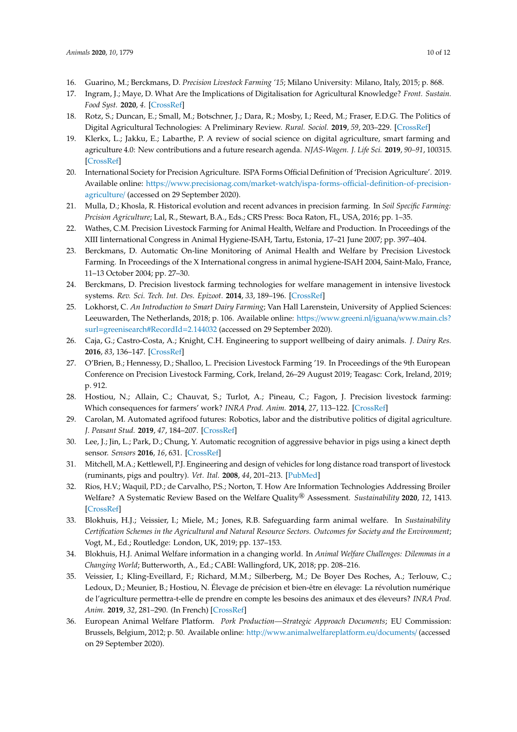16. Guarino, M.; Berckmans, D. *Precision Livestock Farming '15*; Milano University: Milano, Italy, 2015; p. 868.
17. Ingram, J.; Maye, D. What Are the Implications of Digitalisation for Agricultural Knowledge? *Front. Sustain. Food Syst.* **2020**, *4*. [CrossRef]
18. Rotz, S.; Duncan, E.; Small, M.; Botschner, J.; Dara, R.; Mosby, I.; Reed, M.; Fraser, E.D.G. The Politics of Digital Agricultural Technologies: A Preliminary Review. *Rural. Sociol.* **2019**, *59*, 203–229. [CrossRef]
19. Klerkx, L.; Jakku, E.; Labarthe, P. A review of social science on digital agriculture, smart farming and agriculture 4.0: New contributions and a future research agenda. *NJAS-Wagen. J. Life Sci.* **2019**, *90–91*, 100315. [CrossRef]
20. International Society for Precision Agriculture. ISPA Forms Official Definition of 'Precision Agriculture'. 2019. Available online: https://www.precisionag.com/market-watch/ispa-forms-official-definition-of-precision-agriculture/ (accessed on 29 September 2020).
21. Mulla, D.; Khosla, R. Historical evolution and recent advances in precision farming. In *Soil Specific Farming: Prcision Agriculture*; Lal, R., Stewart, B.A., Eds.; CRS Press: Boca Raton, FL, USA, 2016; pp. 1–35.
22. Wathes, C.M. Precision Livestock Farming for Animal Health, Welfare and Production. In Proceedings of the XIII Iinternational Congress in Animal Hygiene-ISAH, Tartu, Estonia, 17–21 June 2007; pp. 397–404.
23. Berckmans, D. Automatic On-line Monitoring of Animal Health and Welfare by Precision Livestock Farming. In Proceedings of the X International congress in animal hygiene-ISAH 2004, Saint-Malo, France, 11–13 October 2004; pp. 27–30.
24. Berckmans, D. Precision livestock farming technologies for welfare management in intensive livestock systems. *Rev. Sci. Tech. Int. Des. Epizoot.* **2014**, *33*, 189–196. [CrossRef]
25. Lokhorst, C. *An Introduction to Smart Dairy Farming*; Van Hall Larenstein, University of Applied Sciences: Leeuwarden, The Netherlands, 2018; p. 106. Available online: https://www.greeni.nl/iguana/www.main.cls?surl=greenisearch#RecordId=2.144032 (accessed on 29 September 2020).
26. Caja, G.; Castro-Costa, A.; Knight, C.H. Engineering to support wellbeing of dairy animals. *J. Dairy Res.* **2016**, *83*, 136–147. [CrossRef]
27. O'Brien, B.; Hennessy, D.; Shalloo, L. Precision Livestock Farming '19. In Proceedings of the 9th European Conference on Precision Livestock Farming, Cork, Ireland, 26–29 August 2019; Teagasc: Cork, Ireland, 2019; p. 912.
28. Hostiou, N.; Allain, C.; Chauvat, S.; Turlot, A.; Pineau, C.; Fagon, J. Precision livestock farming: Which consequences for farmers' work? *INRA Prod. Anim.* **2014**, *27*, 113–122. [CrossRef]
29. Carolan, M. Automated agrifood futures: Robotics, labor and the distributive politics of digital agriculture. *J. Peasant Stud.* **2019**, *47*, 184–207. [CrossRef]
30. Lee, J.; Jin, L.; Park, D.; Chung, Y. Automatic recognition of aggressive behavior in pigs using a kinect depth sensor. *Sensors* **2016**, *16*, 631. [CrossRef]
31. Mitchell, M.A.; Kettlewell, P.J. Engineering and design of vehicles for long distance road transport of livestock (ruminants, pigs and poultry). *Vet. Ital.* **2008**, *44*, 201–213. [PubMed]
32. Rios, H.V.; Waquil, P.D.; de Carvalho, P.S.; Norton, T. How Are Information Technologies Addressing Broiler Welfare? A Systematic Review Based on the Welfare Quality® Assessment. *Sustainability* **2020**, *12*, 1413. [CrossRef]
33. Blokhuis, H.J.; Veissier, I.; Miele, M.; Jones, R.B. Safeguarding farm animal welfare. In *Sustainability Certification Schemes in the Agricultural and Natural Resource Sectors. Outcomes for Society and the Environment*; Vogt, M., Ed.; Routledge: London, UK, 2019; pp. 137–153.
34. Blokhuis, H.J. Animal Welfare information in a changing world. In *Animal Welfare Challenges: Dilemmas in a Changing World*; Butterworth, A., Ed.; CABI: Wallingford, UK, 2018; pp. 208–216.
35. Veissier, I.; Kling-Eveillard, F.; Richard, M.M.; Silberberg, M.; De Boyer Des Roches, A.; Terlouw, C.; Ledoux, D.; Meunier, B.; Hostiou, N. Élevage de précision et bien-être en élevage: La révolution numérique de l'agriculture permettra-t-elle de prendre en compte les besoins des animaux et des éleveurs? *INRA Prod. Anim.* **2019**, *32*, 281–290. (In French) [CrossRef]
36. European Animal Welfare Platform. *Pork Production—Strategic Approach Documents*; EU Commission: Brussels, Belgium, 2012; p. 50. Available online: http://www.animalwelfareplatform.eu/documents/ (accessed on 29 September 2020).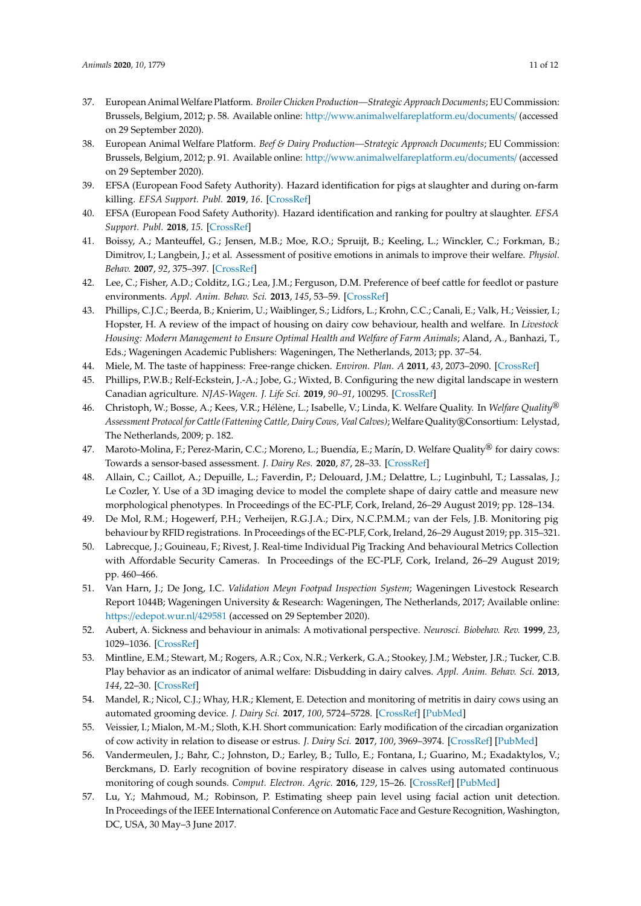37. European Animal Welfare Platform. *Broiler Chicken Production—Strategic Approach Documents*; EU Commission: Brussels, Belgium, 2012; p. 58. Available online: http://www.animalwelfareplatform.eu/documents/ (accessed on 29 September 2020).
38. European Animal Welfare Platform. *Beef & Dairy Production—Strategic Approach Documents*; EU Commission: Brussels, Belgium, 2012; p. 91. Available online: http://www.animalwelfareplatform.eu/documents/ (accessed on 29 September 2020).
39. EFSA (European Food Safety Authority). Hazard identification for pigs at slaughter and during on-farm killing. *EFSA Support. Publ.* **2019**, *16*. [CrossRef]
40. EFSA (European Food Safety Authority). Hazard identification and ranking for poultry at slaughter. *EFSA Support. Publ.* **2018**, *15*. [CrossRef]
41. Boissy, A.; Manteuffel, G.; Jensen, M.B.; Moe, R.O.; Spruijt, B.; Keeling, L.; Winckler, C.; Forkman, B.; Dimitrov, I.; Langbein, J.; et al. Assessment of positive emotions in animals to improve their welfare. *Physiol. Behav.* **2007**, *92*, 375–397. [CrossRef]
42. Lee, C.; Fisher, A.D.; Colditz, I.G.; Lea, J.M.; Ferguson, D.M. Preference of beef cattle for feedlot or pasture environments. *Appl. Anim. Behav. Sci.* **2013**, *145*, 53–59. [CrossRef]
43. Phillips, C.J.C.; Beerda, B.; Knierim, U.; Waiblinger, S.; Lidfors, L.; Krohn, C.C.; Canali, E.; Valk, H.; Veissier, I.; Hopster, H. A review of the impact of housing on dairy cow behaviour, health and welfare. In *Livestock Housing: Modern Management to Ensure Optimal Health and Welfare of Farm Animals*; Aland, A., Banhazi, T., Eds.; Wageningen Academic Publishers: Wageningen, The Netherlands, 2013; pp. 37–54.
44. Miele, M. The taste of happiness: Free-range chicken. *Environ. Plan. A* **2011**, *43*, 2073–2090. [CrossRef]
45. Phillips, P.W.B.; Relf-Eckstein, J.-A.; Jobe, G.; Wixted, B. Configuring the new digital landscape in western Canadian agriculture. *NJAS-Wagen. J. Life Sci.* **2019**, *90–91*, 100295. [CrossRef]
46. Christoph, W.; Bosse, A.; Kees, V.R.; Hélène, L.; Isabelle, V.; Linda, K. Welfare Quality. In *Welfare Quality® Assessment Protocol for Cattle (Fattening Cattle, Dairy Cows, Veal Calves)*; Welfare Quality®Consortium: Lelystad, The Netherlands, 2009; p. 182.
47. Maroto-Molina, F.; Perez-Marin, C.C.; Moreno, L.; Buendía, E.; Marín, D. Welfare Quality® for dairy cows: Towards a sensor-based assessment. *J. Dairy Res.* **2020**, *87*, 28–33. [CrossRef]
48. Allain, C.; Caillot, A.; Depuille, L.; Faverdin, P.; Delouard, J.M.; Delattre, L.; Luginbuhl, T.; Lassalas, J.; Le Cozler, Y. Use of a 3D imaging device to model the complete shape of dairy cattle and measure new morphological phenotypes. In Proceedings of the EC-PLF, Cork, Ireland, 26–29 August 2019; pp. 128–134.
49. De Mol, R.M.; Hogewerf, P.H.; Verheijen, R.G.J.A.; Dirx, N.C.P.M.M.; van der Fels, J.B. Monitoring pig behaviour by RFID registrations. In Proceedings of the EC-PLF, Cork, Ireland, 26–29 August 2019; pp. 315–321.
50. Labrecque, J.; Gouineau, F.; Rivest, J. Real-time Individual Pig Tracking And behavioural Metrics Collection with Affordable Security Cameras. In Proceedings of the EC-PLF, Cork, Ireland, 26–29 August 2019; pp. 460–466.
51. Van Harn, J.; De Jong, I.C. *Validation Meyn Footpad Inspection System*; Wageningen Livestock Research Report 1044B; Wageningen University & Research: Wageningen, The Netherlands, 2017; Available online: https://edepot.wur.nl/429581 (accessed on 29 September 2020).
52. Aubert, A. Sickness and behaviour in animals: A motivational perspective. *Neurosci. Biobehav. Rev.* **1999**, *23*, 1029–1036. [CrossRef]
53. Mintline, E.M.; Stewart, M.; Rogers, A.R.; Cox, N.R.; Verkerk, G.A.; Stookey, J.M.; Webster, J.R.; Tucker, C.B. Play behavior as an indicator of animal welfare: Disbudding in dairy calves. *Appl. Anim. Behav. Sci.* **2013**, *144*, 22–30. [CrossRef]
54. Mandel, R.; Nicol, C.J.; Whay, H.R.; Klement, E. Detection and monitoring of metritis in dairy cows using an automated grooming device. *J. Dairy Sci.* **2017**, *100*, 5724–5728. [CrossRef] [PubMed]
55. Veissier, I.; Mialon, M.-M.; Sloth, K.H. Short communication: Early modification of the circadian organization of cow activity in relation to disease or estrus. *J. Dairy Sci.* **2017**, *100*, 3969–3974. [CrossRef] [PubMed]
56. Vandermeulen, J.; Bahr, C.; Johnston, D.; Earley, B.; Tullo, E.; Fontana, I.; Guarino, M.; Exadaktylos, V.; Berckmans, D. Early recognition of bovine respiratory disease in calves using automated continuous monitoring of cough sounds. *Comput. Electron. Agric.* **2016**, *129*, 15–26. [CrossRef] [PubMed]
57. Lu, Y.; Mahmoud, M.; Robinson, P. Estimating sheep pain level using facial action unit detection. In Proceedings of the IEEE International Conference on Automatic Face and Gesture Recognition, Washington, DC, USA, 30 May–3 June 2017.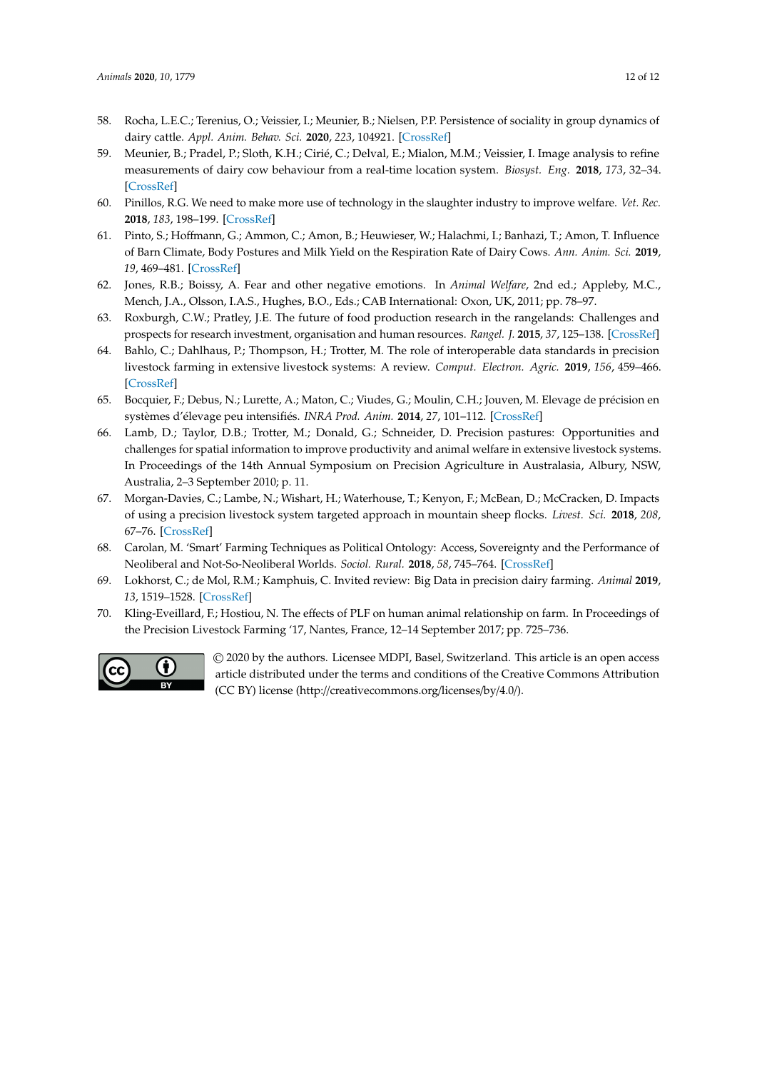58. Rocha, L.E.C.; Terenius, O.; Veissier, I.; Meunier, B.; Nielsen, P.P. Persistence of sociality in group dynamics of dairy cattle. *Appl. Anim. Behav. Sci.* **2020**, *223*, 104921. [CrossRef]
59. Meunier, B.; Pradel, P.; Sloth, K.H.; Cirié, C.; Delval, E.; Mialon, M.M.; Veissier, I. Image analysis to refine measurements of dairy cow behaviour from a real-time location system. *Biosyst. Eng.* **2018**, *173*, 32–34. [CrossRef]
60. Pinillos, R.G. We need to make more use of technology in the slaughter industry to improve welfare. *Vet. Rec.* **2018**, *183*, 198–199. [CrossRef]
61. Pinto, S.; Hoffmann, G.; Ammon, C.; Amon, B.; Heuwieser, W.; Halachmi, I.; Banhazi, T.; Amon, T. Influence of Barn Climate, Body Postures and Milk Yield on the Respiration Rate of Dairy Cows. *Ann. Anim. Sci.* **2019**, *19*, 469–481. [CrossRef]
62. Jones, R.B.; Boissy, A. Fear and other negative emotions. In *Animal Welfare*, 2nd ed.; Appleby, M.C., Mench, J.A., Olsson, I.A.S., Hughes, B.O., Eds.; CAB International: Oxon, UK, 2011; pp. 78–97.
63. Roxburgh, C.W.; Pratley, J.E. The future of food production research in the rangelands: Challenges and prospects for research investment, organisation and human resources. *Rangel. J.* **2015**, *37*, 125–138. [CrossRef]
64. Bahlo, C.; Dahlhaus, P.; Thompson, H.; Trotter, M. The role of interoperable data standards in precision livestock farming in extensive livestock systems: A review. *Comput. Electron. Agric.* **2019**, *156*, 459–466. [CrossRef]
65. Bocquier, F.; Debus, N.; Lurette, A.; Maton, C.; Viudes, G.; Moulin, C.H.; Jouven, M. Elevage de précision en systèmes d'élevage peu intensifiés. *INRA Prod. Anim.* **2014**, *27*, 101–112. [CrossRef]
66. Lamb, D.; Taylor, D.B.; Trotter, M.; Donald, G.; Schneider, D. Precision pastures: Opportunities and challenges for spatial information to improve productivity and animal welfare in extensive livestock systems. In Proceedings of the 14th Annual Symposium on Precision Agriculture in Australasia, Albury, NSW, Australia, 2–3 September 2010; p. 11.
67. Morgan-Davies, C.; Lambe, N.; Wishart, H.; Waterhouse, T.; Kenyon, F.; McBean, D.; McCracken, D. Impacts of using a precision livestock system targeted approach in mountain sheep flocks. *Livest. Sci.* **2018**, *208*, 67–76. [CrossRef]
68. Carolan, M. 'Smart' Farming Techniques as Political Ontology: Access, Sovereignty and the Performance of Neoliberal and Not-So-Neoliberal Worlds. *Sociol. Rural.* **2018**, *58*, 745–764. [CrossRef]
69. Lokhorst, C.; de Mol, R.M.; Kamphuis, C. Invited review: Big Data in precision dairy farming. *Animal* **2019**, *13*, 1519–1528. [CrossRef]
70. Kling-Eveillard, F.; Hostiou, N. The effects of PLF on human animal relationship on farm. In Proceedings of the Precision Livestock Farming '17, Nantes, France, 12–14 September 2017; pp. 725–736.

© 2020 by the authors. Licensee MDPI, Basel, Switzerland. This article is an open access article distributed under the terms and conditions of the Creative Commons Attribution (CC BY) license (http://creativecommons.org/licenses/by/4.0/).